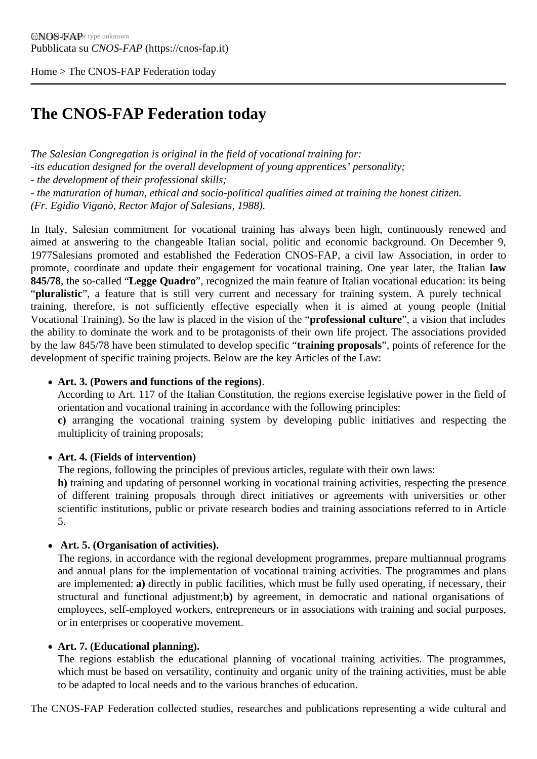CNOS-FAP
Pubblicata su *CNOS-FAP* (https://cnos-fap.it)

Home > The CNOS-FAP Federation today

# The CNOS-FAP Federation today

*The Salesian Congregation is original in the field of vocational training for:*
*-its education designed for the overall development of young apprentices' personality;*
*- the development of their professional skills;*
*- the maturation of human, ethical and socio-political qualities aimed at training the honest citizen.*
*(Fr. Egidio Viganò, Rector Major of Salesians, 1988).*

In Italy, Salesian commitment for vocational training has always been high, continuously renewed and aimed at answering to the changeable Italian social, politic and economic background. On December 9, 1977Salesians promoted and established the Federation CNOS-FAP, a civil law Association, in order to promote, coordinate and update their engagement for vocational training. One year later, the Italian **law 845/78**, the so-called "**Legge Quadro**", recognized the main feature of Italian vocational education: its being "**pluralistic**", a feature that is still very current and necessary for training system. A purely technical training, therefore, is not sufficiently effective especially when it is aimed at young people (Initial Vocational Training). So the law is placed in the vision of the "**professional culture**", a vision that includes the ability to dominate the work and to be protagonists of their own life project. The associations provided by the law 845/78 have been stimulated to develop specific "**training proposals**", points of reference for the development of specific training projects. Below are the key Articles of the Law:

- **Art. 3. (Powers and functions of the regions)**.
  According to Art. 117 of the Italian Constitution, the regions exercise legislative power in the field of orientation and vocational training in accordance with the following principles:
  **c)** arranging the vocational training system by developing public initiatives and respecting the multiplicity of training proposals;

- **Art. 4. (Fields of intervention)**
  The regions, following the principles of previous articles, regulate with their own laws:
  **h)** training and updating of personnel working in vocational training activities, respecting the presence of different training proposals through direct initiatives or agreements with universities or other scientific institutions, public or private research bodies and training associations referred to in Article 5.

- **Art. 5. (Organisation of activities).**
  The regions, in accordance with the regional development programmes, prepare multiannual programs and annual plans for the implementation of vocational training activities. The programmes and plans are implemented: **a)** directly in public facilities, which must be fully used operating, if necessary, their structural and functional adjustment;**b)** by agreement, in democratic and national organisations of employees, self-employed workers, entrepreneurs or in associations with training and social purposes, or in enterprises or cooperative movement.

- **Art. 7. (Educational planning).**
  The regions establish the educational planning of vocational training activities. The programmes, which must be based on versatility, continuity and organic unity of the training activities, must be able to be adapted to local needs and to the various branches of education.

The CNOS-FAP Federation collected studies, researches and publications representing a wide cultural and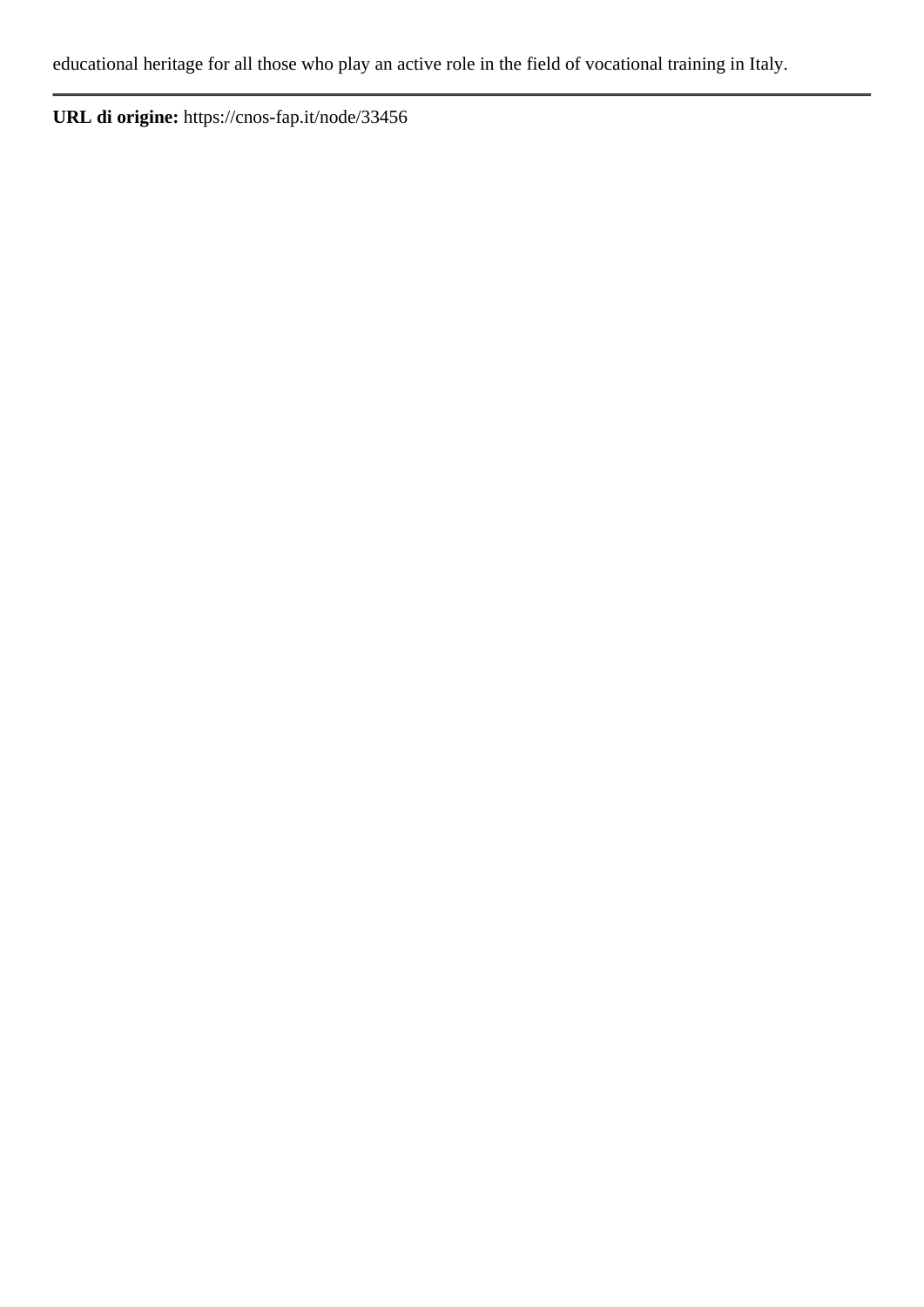educational heritage for all those who play an active role in the field of vocational training in Italy.

---

**URL di origine:** https://cnos-fap.it/node/33456